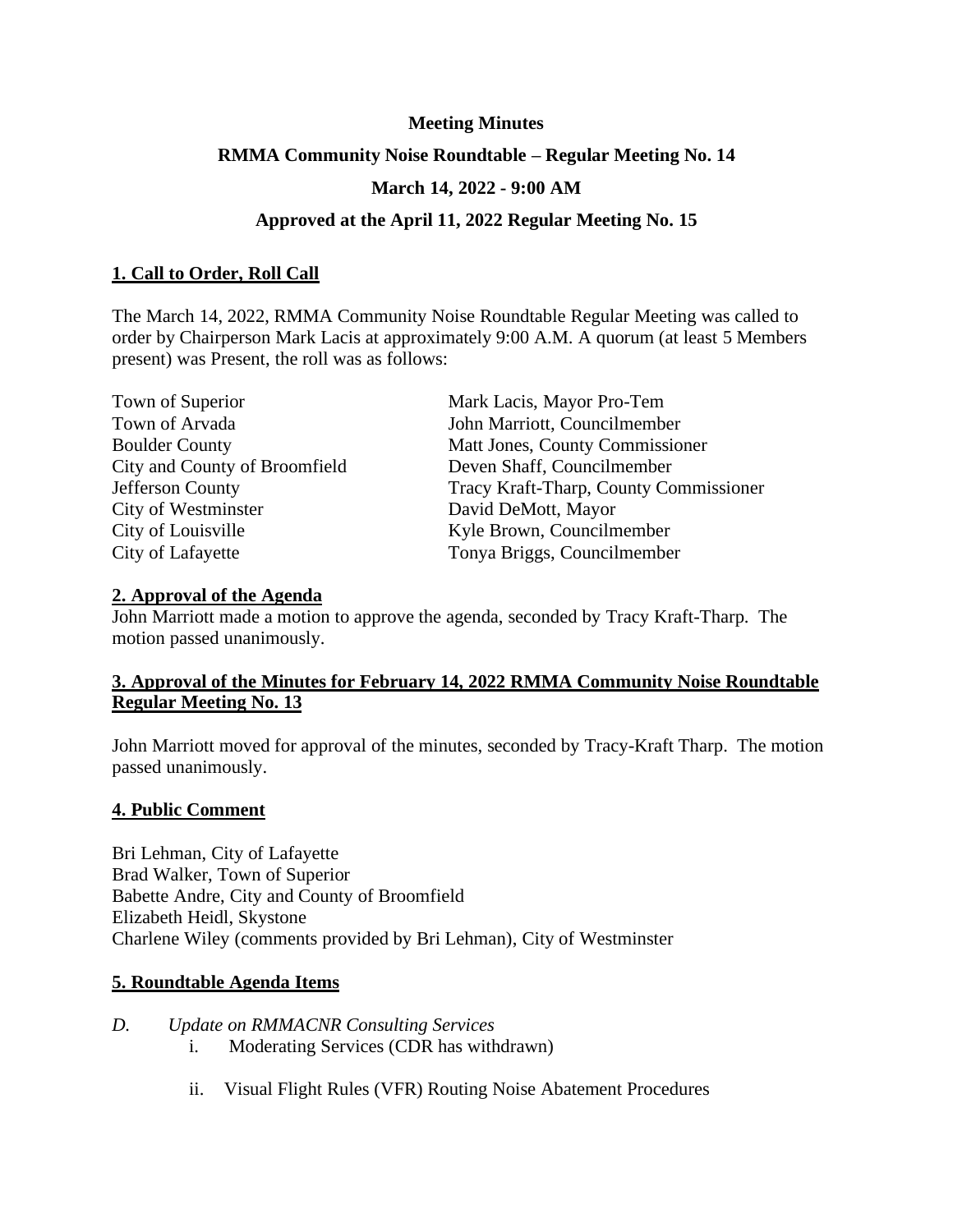**Meeting Minutes**

**RMMA Community Noise Roundtable – Regular Meeting No. 14**

**March 14, 2022 - 9:00 AM**

**Approved at the April 11, 2022 Regular Meeting No. 15**

## 1. Call to Order, Roll Call

The March 14, 2022, RMMA Community Noise Roundtable Regular Meeting was called to order by Chairperson Mark Lacis at approximately 9:00 A.M. A quorum (at least 5 Members present) was Present, the roll was as follows:

| | |
|---|---|
| Town of Superior | Mark Lacis, Mayor Pro-Tem |
| Town of Arvada | John Marriott, Councilmember |
| Boulder County | Matt Jones, County Commissioner |
| City and County of Broomfield | Deven Shaff, Councilmember |
| Jefferson County | Tracy Kraft-Tharp, County Commissioner |
| City of Westminster | David DeMott, Mayor |
| City of Louisville | Kyle Brown, Councilmember |
| City of Lafayette | Tonya Briggs, Councilmember |

## 2. Approval of the Agenda

John Marriott made a motion to approve the agenda, seconded by Tracy Kraft-Tharp. The motion passed unanimously.

## 3. Approval of the Minutes for February 14, 2022 RMMA Community Noise Roundtable Regular Meeting No. 13

John Marriott moved for approval of the minutes, seconded by Tracy-Kraft Tharp. The motion passed unanimously.

## 4. Public Comment

Bri Lehman, City of Lafayette
Brad Walker, Town of Superior
Babette Andre, City and County of Broomfield
Elizabeth Heidl, Skystone
Charlene Wiley (comments provided by Bri Lehman), City of Westminster

## 5. Roundtable Agenda Items

*D. Update on RMMACNR Consulting Services*

i. Moderating Services (CDR has withdrawn)

ii. Visual Flight Rules (VFR) Routing Noise Abatement Procedures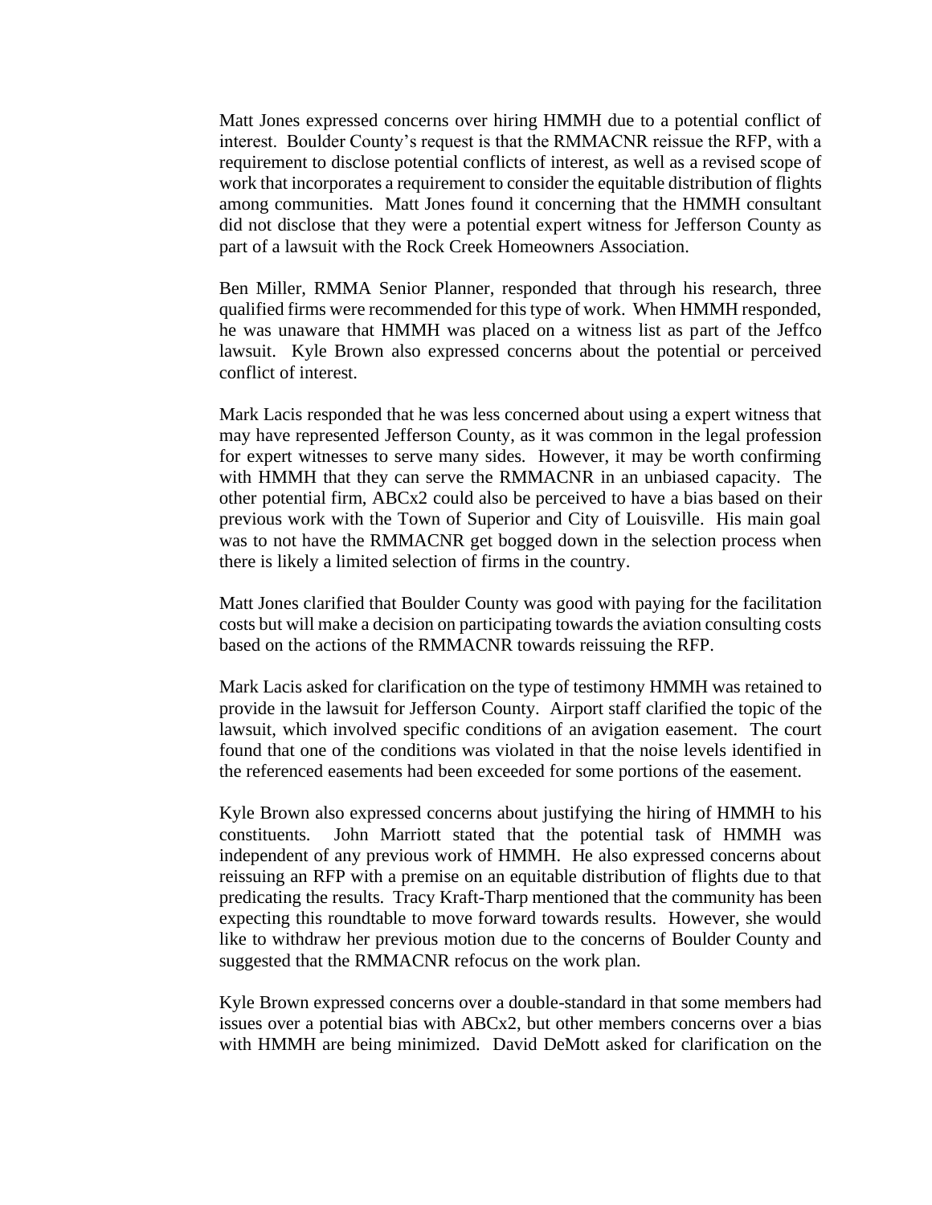Matt Jones expressed concerns over hiring HMMH due to a potential conflict of interest. Boulder County's request is that the RMMACNR reissue the RFP, with a requirement to disclose potential conflicts of interest, as well as a revised scope of work that incorporates a requirement to consider the equitable distribution of flights among communities. Matt Jones found it concerning that the HMMH consultant did not disclose that they were a potential expert witness for Jefferson County as part of a lawsuit with the Rock Creek Homeowners Association.

Ben Miller, RMMA Senior Planner, responded that through his research, three qualified firms were recommended for this type of work. When HMMH responded, he was unaware that HMMH was placed on a witness list as part of the Jeffco lawsuit. Kyle Brown also expressed concerns about the potential or perceived conflict of interest.

Mark Lacis responded that he was less concerned about using a expert witness that may have represented Jefferson County, as it was common in the legal profession for expert witnesses to serve many sides. However, it may be worth confirming with HMMH that they can serve the RMMACNR in an unbiased capacity. The other potential firm, ABCx2 could also be perceived to have a bias based on their previous work with the Town of Superior and City of Louisville. His main goal was to not have the RMMACNR get bogged down in the selection process when there is likely a limited selection of firms in the country.

Matt Jones clarified that Boulder County was good with paying for the facilitation costs but will make a decision on participating towards the aviation consulting costs based on the actions of the RMMACNR towards reissuing the RFP.

Mark Lacis asked for clarification on the type of testimony HMMH was retained to provide in the lawsuit for Jefferson County. Airport staff clarified the topic of the lawsuit, which involved specific conditions of an avigation easement. The court found that one of the conditions was violated in that the noise levels identified in the referenced easements had been exceeded for some portions of the easement.

Kyle Brown also expressed concerns about justifying the hiring of HMMH to his constituents. John Marriott stated that the potential task of HMMH was independent of any previous work of HMMH. He also expressed concerns about reissuing an RFP with a premise on an equitable distribution of flights due to that predicating the results. Tracy Kraft-Tharp mentioned that the community has been expecting this roundtable to move forward towards results. However, she would like to withdraw her previous motion due to the concerns of Boulder County and suggested that the RMMACNR refocus on the work plan.

Kyle Brown expressed concerns over a double-standard in that some members had issues over a potential bias with ABCx2, but other members concerns over a bias with HMMH are being minimized. David DeMott asked for clarification on the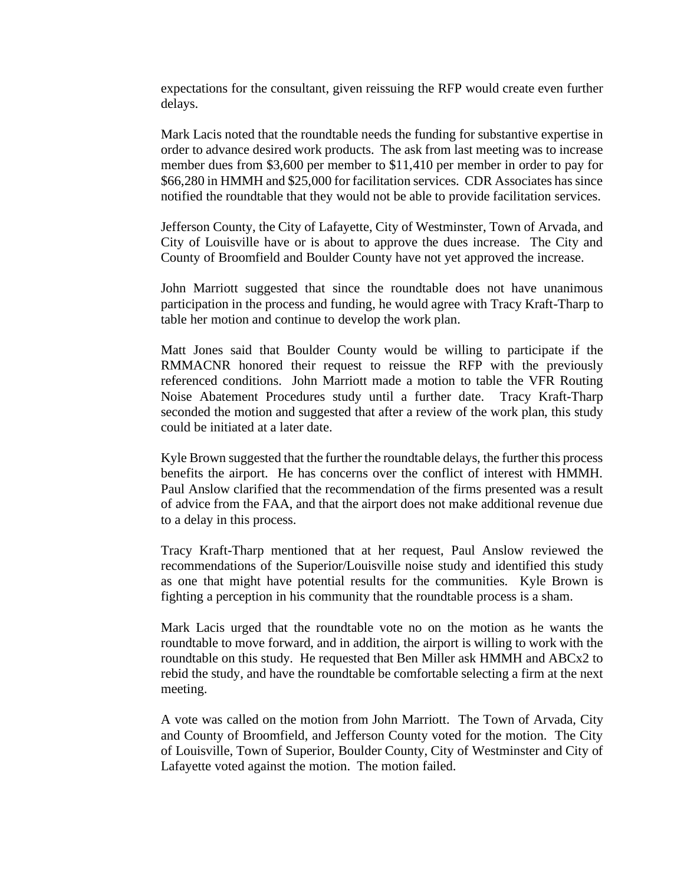expectations for the consultant, given reissuing the RFP would create even further delays.

Mark Lacis noted that the roundtable needs the funding for substantive expertise in order to advance desired work products. The ask from last meeting was to increase member dues from $3,600 per member to $11,410 per member in order to pay for $66,280 in HMMH and $25,000 for facilitation services. CDR Associates has since notified the roundtable that they would not be able to provide facilitation services.

Jefferson County, the City of Lafayette, City of Westminster, Town of Arvada, and City of Louisville have or is about to approve the dues increase. The City and County of Broomfield and Boulder County have not yet approved the increase.

John Marriott suggested that since the roundtable does not have unanimous participation in the process and funding, he would agree with Tracy Kraft-Tharp to table her motion and continue to develop the work plan.

Matt Jones said that Boulder County would be willing to participate if the RMMACNR honored their request to reissue the RFP with the previously referenced conditions. John Marriott made a motion to table the VFR Routing Noise Abatement Procedures study until a further date. Tracy Kraft-Tharp seconded the motion and suggested that after a review of the work plan, this study could be initiated at a later date.

Kyle Brown suggested that the further the roundtable delays, the further this process benefits the airport. He has concerns over the conflict of interest with HMMH. Paul Anslow clarified that the recommendation of the firms presented was a result of advice from the FAA, and that the airport does not make additional revenue due to a delay in this process.

Tracy Kraft-Tharp mentioned that at her request, Paul Anslow reviewed the recommendations of the Superior/Louisville noise study and identified this study as one that might have potential results for the communities. Kyle Brown is fighting a perception in his community that the roundtable process is a sham.

Mark Lacis urged that the roundtable vote no on the motion as he wants the roundtable to move forward, and in addition, the airport is willing to work with the roundtable on this study. He requested that Ben Miller ask HMMH and ABCx2 to rebid the study, and have the roundtable be comfortable selecting a firm at the next meeting.

A vote was called on the motion from John Marriott. The Town of Arvada, City and County of Broomfield, and Jefferson County voted for the motion. The City of Louisville, Town of Superior, Boulder County, City of Westminster and City of Lafayette voted against the motion. The motion failed.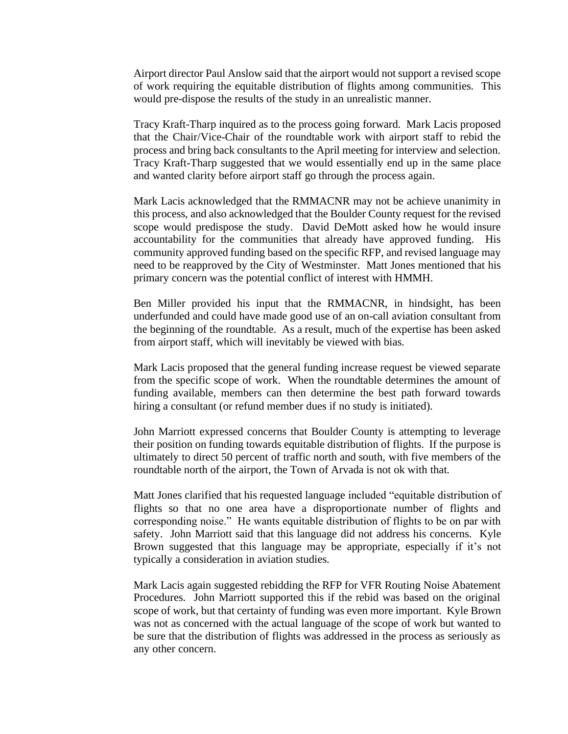Airport director Paul Anslow said that the airport would not support a revised scope of work requiring the equitable distribution of flights among communities. This would pre-dispose the results of the study in an unrealistic manner.

Tracy Kraft-Tharp inquired as to the process going forward. Mark Lacis proposed that the Chair/Vice-Chair of the roundtable work with airport staff to rebid the process and bring back consultants to the April meeting for interview and selection. Tracy Kraft-Tharp suggested that we would essentially end up in the same place and wanted clarity before airport staff go through the process again.

Mark Lacis acknowledged that the RMMACNR may not be achieve unanimity in this process, and also acknowledged that the Boulder County request for the revised scope would predispose the study. David DeMott asked how he would insure accountability for the communities that already have approved funding. His community approved funding based on the specific RFP, and revised language may need to be reapproved by the City of Westminster. Matt Jones mentioned that his primary concern was the potential conflict of interest with HMMH.

Ben Miller provided his input that the RMMACNR, in hindsight, has been underfunded and could have made good use of an on-call aviation consultant from the beginning of the roundtable. As a result, much of the expertise has been asked from airport staff, which will inevitably be viewed with bias.

Mark Lacis proposed that the general funding increase request be viewed separate from the specific scope of work. When the roundtable determines the amount of funding available, members can then determine the best path forward towards hiring a consultant (or refund member dues if no study is initiated).

John Marriott expressed concerns that Boulder County is attempting to leverage their position on funding towards equitable distribution of flights. If the purpose is ultimately to direct 50 percent of traffic north and south, with five members of the roundtable north of the airport, the Town of Arvada is not ok with that.

Matt Jones clarified that his requested language included "equitable distribution of flights so that no one area have a disproportionate number of flights and corresponding noise." He wants equitable distribution of flights to be on par with safety. John Marriott said that this language did not address his concerns. Kyle Brown suggested that this language may be appropriate, especially if it's not typically a consideration in aviation studies.

Mark Lacis again suggested rebidding the RFP for VFR Routing Noise Abatement Procedures. John Marriott supported this if the rebid was based on the original scope of work, but that certainty of funding was even more important. Kyle Brown was not as concerned with the actual language of the scope of work but wanted to be sure that the distribution of flights was addressed in the process as seriously as any other concern.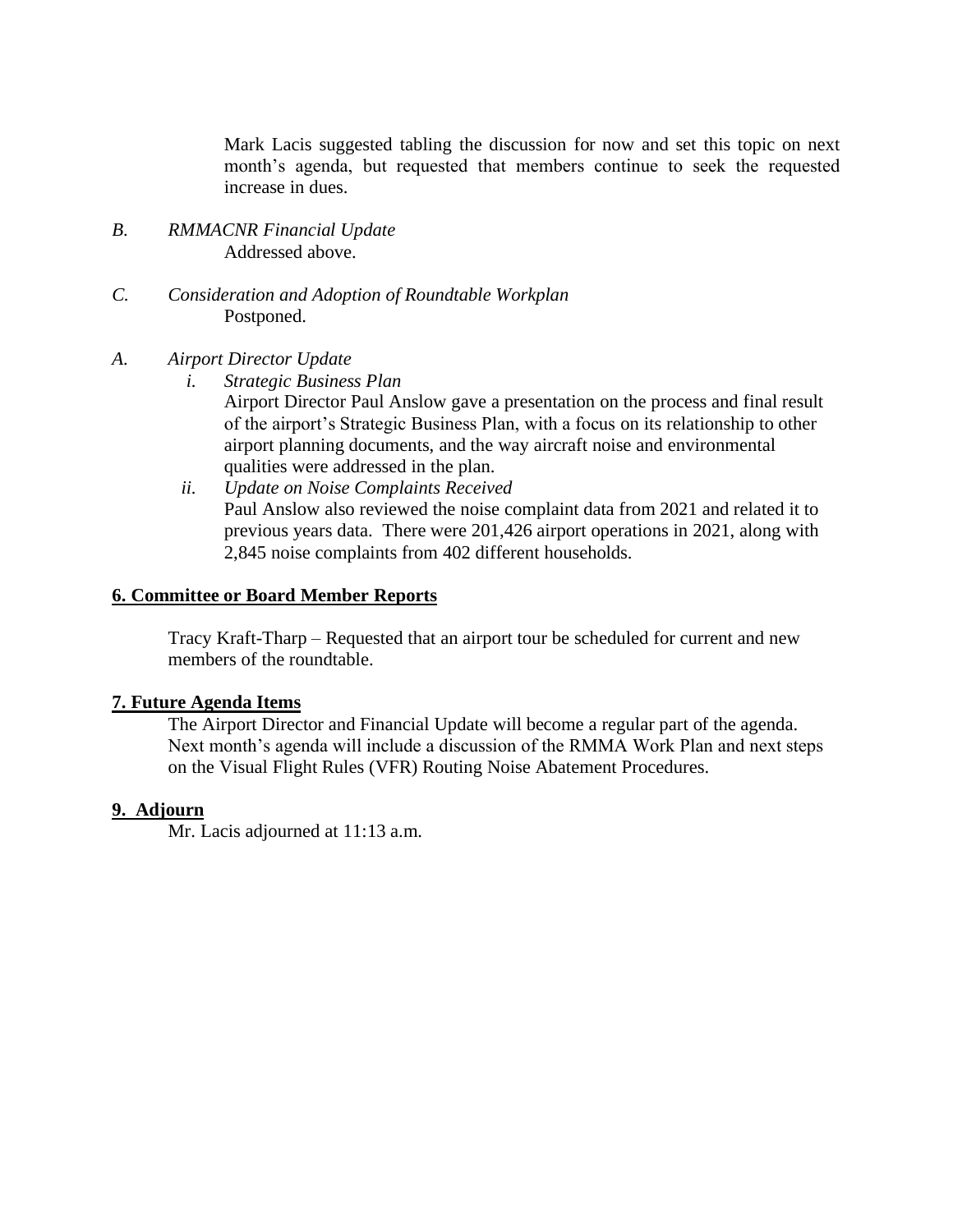Mark Lacis suggested tabling the discussion for now and set this topic on next month's agenda, but requested that members continue to seek the requested increase in dues.

*B.* *RMMACNR Financial Update*

Addressed above.

*C.* *Consideration and Adoption of Roundtable Workplan*

Postponed.

*A.* *Airport Director Update*

*i.* *Strategic Business Plan*

Airport Director Paul Anslow gave a presentation on the process and final result of the airport's Strategic Business Plan, with a focus on its relationship to other airport planning documents, and the way aircraft noise and environmental qualities were addressed in the plan.

*ii.* *Update on Noise Complaints Received*

Paul Anslow also reviewed the noise complaint data from 2021 and related it to previous years data. There were 201,426 airport operations in 2021, along with 2,845 noise complaints from 402 different households.

**6. Committee or Board Member Reports**

Tracy Kraft-Tharp – Requested that an airport tour be scheduled for current and new members of the roundtable.

**7. Future Agenda Items**

The Airport Director and Financial Update will become a regular part of the agenda. Next month's agenda will include a discussion of the RMMA Work Plan and next steps on the Visual Flight Rules (VFR) Routing Noise Abatement Procedures.

**9. Adjourn**

Mr. Lacis adjourned at 11:13 a.m.